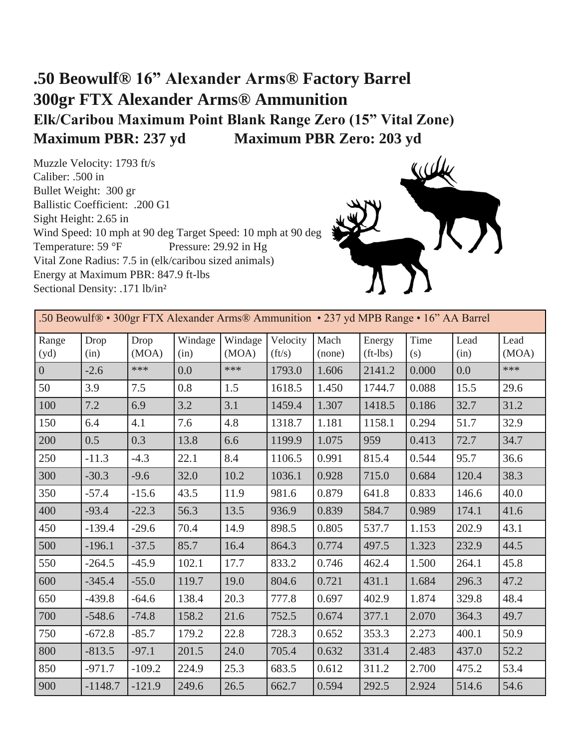# .50 Beowulf® 16” Alexander Arms® Factory Barrel
# 300gr FTX Alexander Arms® Ammunition
## Elk/Caribou Maximum Point Blank Range Zero (15” Vital Zone)
## Maximum PBR: 237 yd Maximum PBR Zero: 203 yd

Muzzle Velocity: 1793 ft/s
Caliber: .500 in
Bullet Weight: 300 gr
Ballistic Coefficient: .200 G1
Sight Height: 2.65 in
Wind Speed: 10 mph at 90 deg Target Speed: 10 mph at 90 deg
Temperature: 59 °F Pressure: 29.92 in Hg
Vital Zone Radius: 7.5 in (elk/caribou sized animals)
Energy at Maximum PBR: 847.9 ft-lbs
Sectional Density: .171 lb/in²

| .50 Beowulf® • 300gr FTX Alexander Arms® Ammunition • 237 yd MPB Range • 16” AA Barrel | | | | | | | | | | |
|---|---|---|---|---|---|---|---|---|---|---|
| Range (yd) | Drop (in) | Drop (MOA) | Windage (in) | Windage (MOA) | Velocity (ft/s) | Mach (none) | Energy (ft-lbs) | Time (s) | Lead (in) | Lead (MOA) |
| 0 | -2.6 | *** | 0.0 | *** | 1793.0 | 1.606 | 2141.2 | 0.000 | 0.0 | *** |
| 50 | 3.9 | 7.5 | 0.8 | 1.5 | 1618.5 | 1.450 | 1744.7 | 0.088 | 15.5 | 29.6 |
| 100 | 7.2 | 6.9 | 3.2 | 3.1 | 1459.4 | 1.307 | 1418.5 | 0.186 | 32.7 | 31.2 |
| 150 | 6.4 | 4.1 | 7.6 | 4.8 | 1318.7 | 1.181 | 1158.1 | 0.294 | 51.7 | 32.9 |
| 200 | 0.5 | 0.3 | 13.8 | 6.6 | 1199.9 | 1.075 | 959 | 0.413 | 72.7 | 34.7 |
| 250 | -11.3 | -4.3 | 22.1 | 8.4 | 1106.5 | 0.991 | 815.4 | 0.544 | 95.7 | 36.6 |
| 300 | -30.3 | -9.6 | 32.0 | 10.2 | 1036.1 | 0.928 | 715.0 | 0.684 | 120.4 | 38.3 |
| 350 | -57.4 | -15.6 | 43.5 | 11.9 | 981.6 | 0.879 | 641.8 | 0.833 | 146.6 | 40.0 |
| 400 | -93.4 | -22.3 | 56.3 | 13.5 | 936.9 | 0.839 | 584.7 | 0.989 | 174.1 | 41.6 |
| 450 | -139.4 | -29.6 | 70.4 | 14.9 | 898.5 | 0.805 | 537.7 | 1.153 | 202.9 | 43.1 |
| 500 | -196.1 | -37.5 | 85.7 | 16.4 | 864.3 | 0.774 | 497.5 | 1.323 | 232.9 | 44.5 |
| 550 | -264.5 | -45.9 | 102.1 | 17.7 | 833.2 | 0.746 | 462.4 | 1.500 | 264.1 | 45.8 |
| 600 | -345.4 | -55.0 | 119.7 | 19.0 | 804.6 | 0.721 | 431.1 | 1.684 | 296.3 | 47.2 |
| 650 | -439.8 | -64.6 | 138.4 | 20.3 | 777.8 | 0.697 | 402.9 | 1.874 | 329.8 | 48.4 |
| 700 | -548.6 | -74.8 | 158.2 | 21.6 | 752.5 | 0.674 | 377.1 | 2.070 | 364.3 | 49.7 |
| 750 | -672.8 | -85.7 | 179.2 | 22.8 | 728.3 | 0.652 | 353.3 | 2.273 | 400.1 | 50.9 |
| 800 | -813.5 | -97.1 | 201.5 | 24.0 | 705.4 | 0.632 | 331.4 | 2.483 | 437.0 | 52.2 |
| 850 | -971.7 | -109.2 | 224.9 | 25.3 | 683.5 | 0.612 | 311.2 | 2.700 | 475.2 | 53.4 |
| 900 | -1148.7 | -121.9 | 249.6 | 26.5 | 662.7 | 0.594 | 292.5 | 2.924 | 514.6 | 54.6 |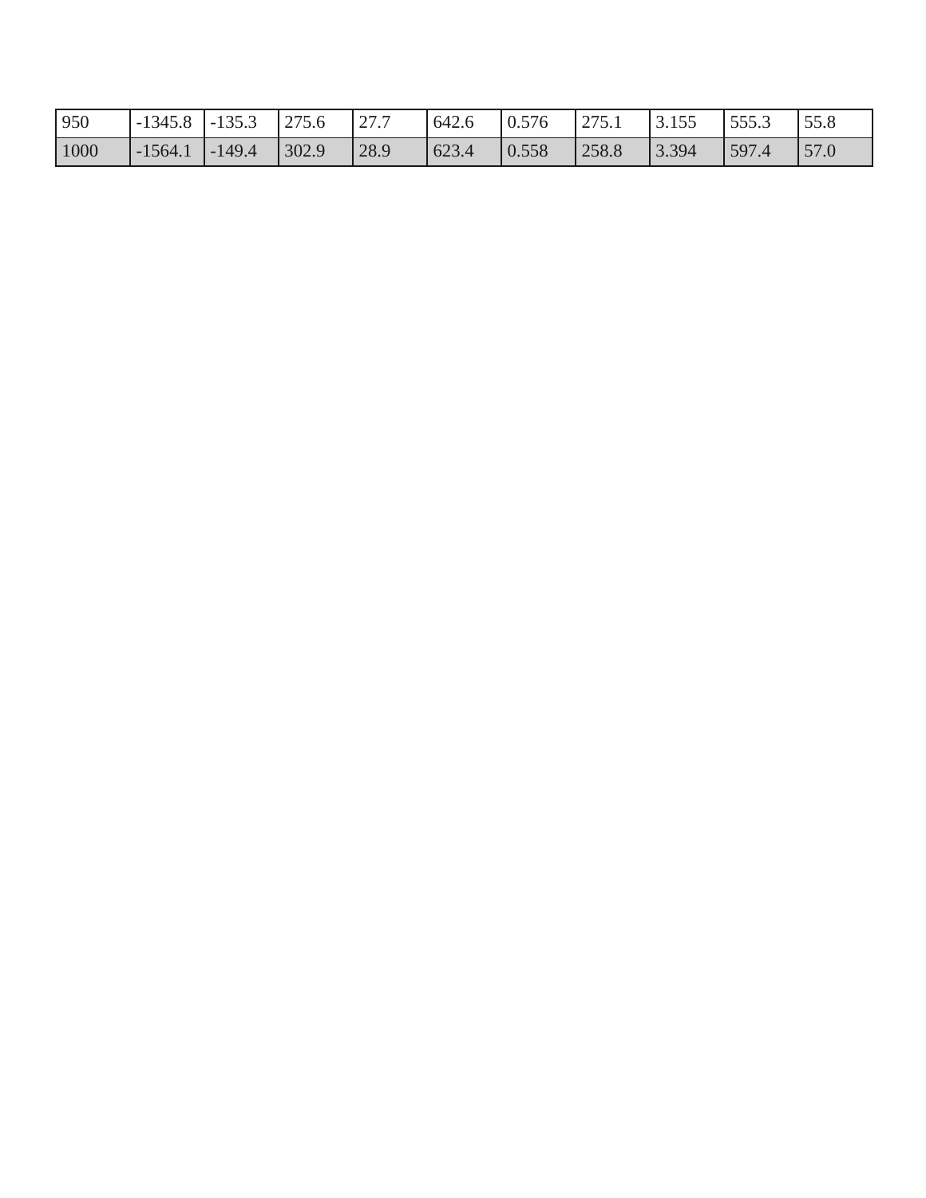| | | | | | | | | | | |
|---|---|---|---|---|---|---|---|---|---|---|
| 950 | -1345.8 | -135.3 | 275.6 | 27.7 | 642.6 | 0.576 | 275.1 | 3.155 | 555.3 | 55.8 |
| 1000 | -1564.1 | -149.4 | 302.9 | 28.9 | 623.4 | 0.558 | 258.8 | 3.394 | 597.4 | 57.0 |